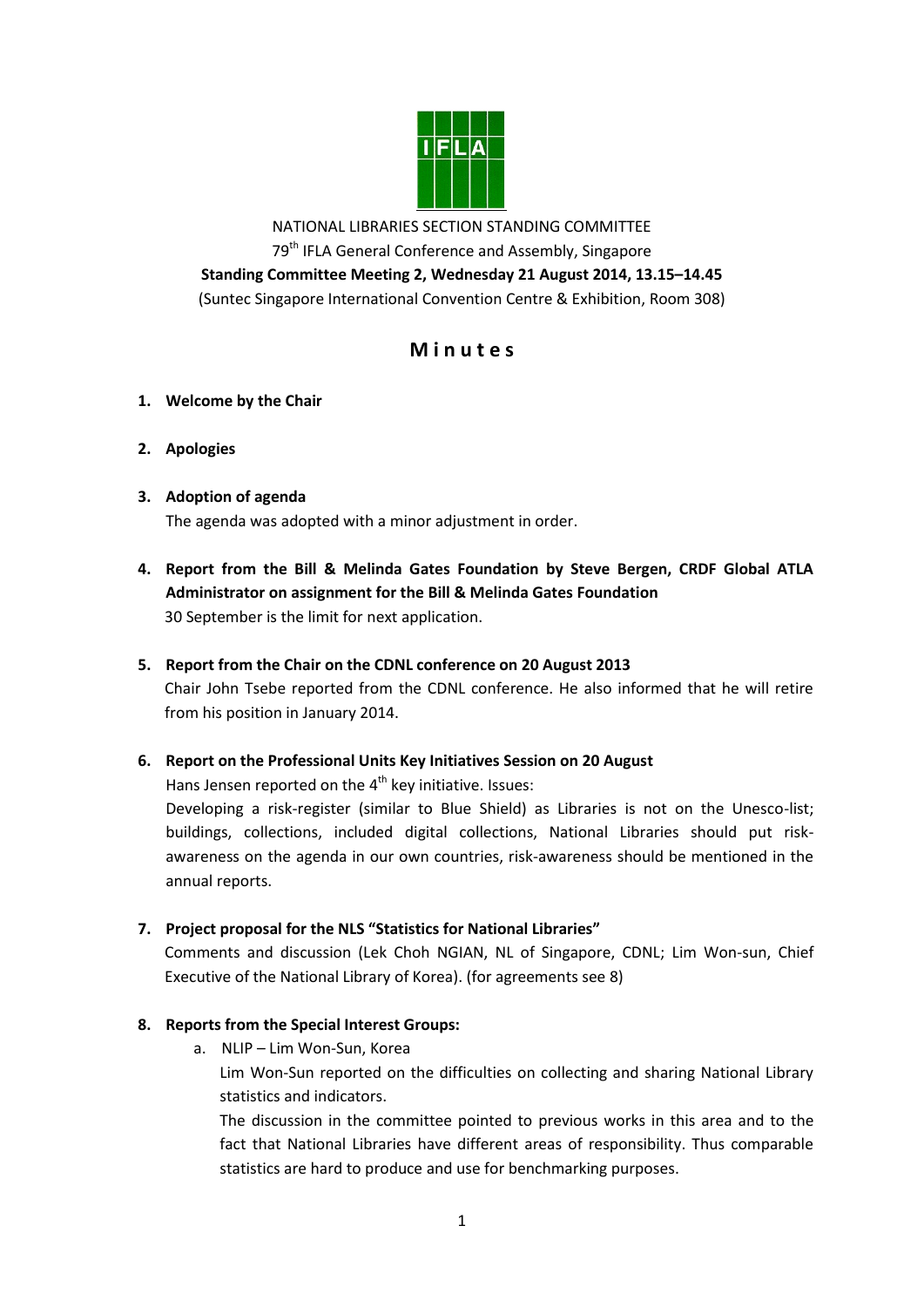NATIONAL LIBRARIES SECTION STANDING COMMITTEE

79th IFLA General Conference and Assembly, Singapore

**Standing Committee Meeting 2, Wednesday 21 August 2014, 13.15–14.45**

(Suntec Singapore International Convention Centre & Exhibition, Room 308)

# Minutes

1. **Welcome by the Chair**

2. **Apologies**

3. **Adoption of agenda**

   The agenda was adopted with a minor adjustment in order.

4. **Report from the Bill & Melinda Gates Foundation by Steve Bergen, CRDF Global ATLA Administrator on assignment for the Bill & Melinda Gates Foundation**

   30 September is the limit for next application.

5. **Report from the Chair on the CDNL conference on 20 August 2013**

   Chair John Tsebe reported from the CDNL conference. He also informed that he will retire from his position in January 2014.

6. **Report on the Professional Units Key Initiatives Session on 20 August**

   Hans Jensen reported on the 4th key initiative. Issues:

   Developing a risk-register (similar to Blue Shield) as Libraries is not on the Unesco-list; buildings, collections, included digital collections, National Libraries should put risk-awareness on the agenda in our own countries, risk-awareness should be mentioned in the annual reports.

7. **Project proposal for the NLS "Statistics for National Libraries"**

   Comments and discussion (Lek Choh NGIAN, NL of Singapore, CDNL; Lim Won-sun, Chief Executive of the National Library of Korea). (for agreements see 8)

8. **Reports from the Special Interest Groups:**

   a. NLIP – Lim Won-Sun, Korea

      Lim Won-Sun reported on the difficulties on collecting and sharing National Library statistics and indicators.

      The discussion in the committee pointed to previous works in this area and to the fact that National Libraries have different areas of responsibility. Thus comparable statistics are hard to produce and use for benchmarking purposes.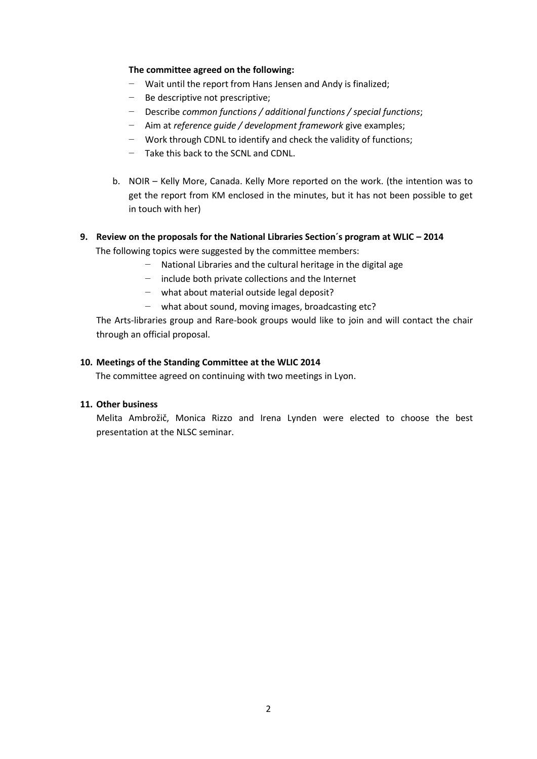**The committee agreed on the following:**

- Wait until the report from Hans Jensen and Andy is finalized;
- Be descriptive not prescriptive;
- Describe *common functions / additional functions / special functions*;
- Aim at *reference guide / development framework* give examples;
- Work through CDNL to identify and check the validity of functions;
- Take this back to the SCNL and CDNL.

b. NOIR – Kelly More, Canada. Kelly More reported on the work. (the intention was to get the report from KM enclosed in the minutes, but it has not been possible to get in touch with her)

**9. Review on the proposals for the National Libraries Section´s program at WLIC – 2014**

The following topics were suggested by the committee members:

- National Libraries and the cultural heritage in the digital age
- include both private collections and the Internet
- what about material outside legal deposit?
- what about sound, moving images, broadcasting etc?

The Arts-libraries group and Rare-book groups would like to join and will contact the chair through an official proposal.

**10. Meetings of the Standing Committee at the WLIC 2014**

The committee agreed on continuing with two meetings in Lyon.

**11. Other business**

Melita Ambrožič, Monica Rizzo and Irena Lynden were elected to choose the best presentation at the NLSC seminar.